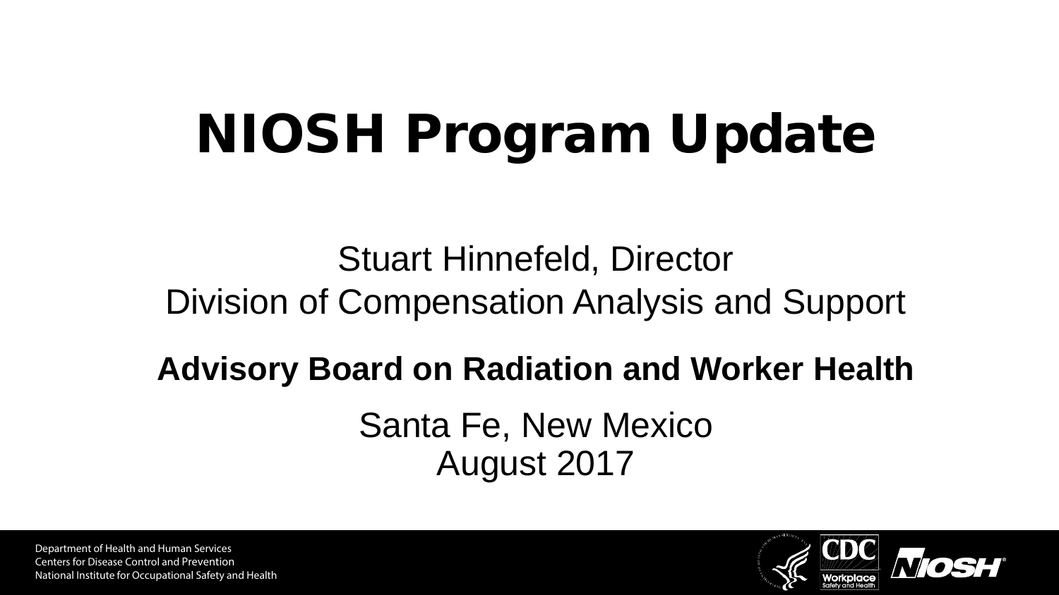# NIOSH Program Update

Stuart Hinnefeld, Director
Division of Compensation Analysis and Support

**Advisory Board on Radiation and Worker Health**

Santa Fe, New Mexico
August 2017

Department of Health and Human Services
Centers for Disease Control and Prevention
National Institute for Occupational Safety and Health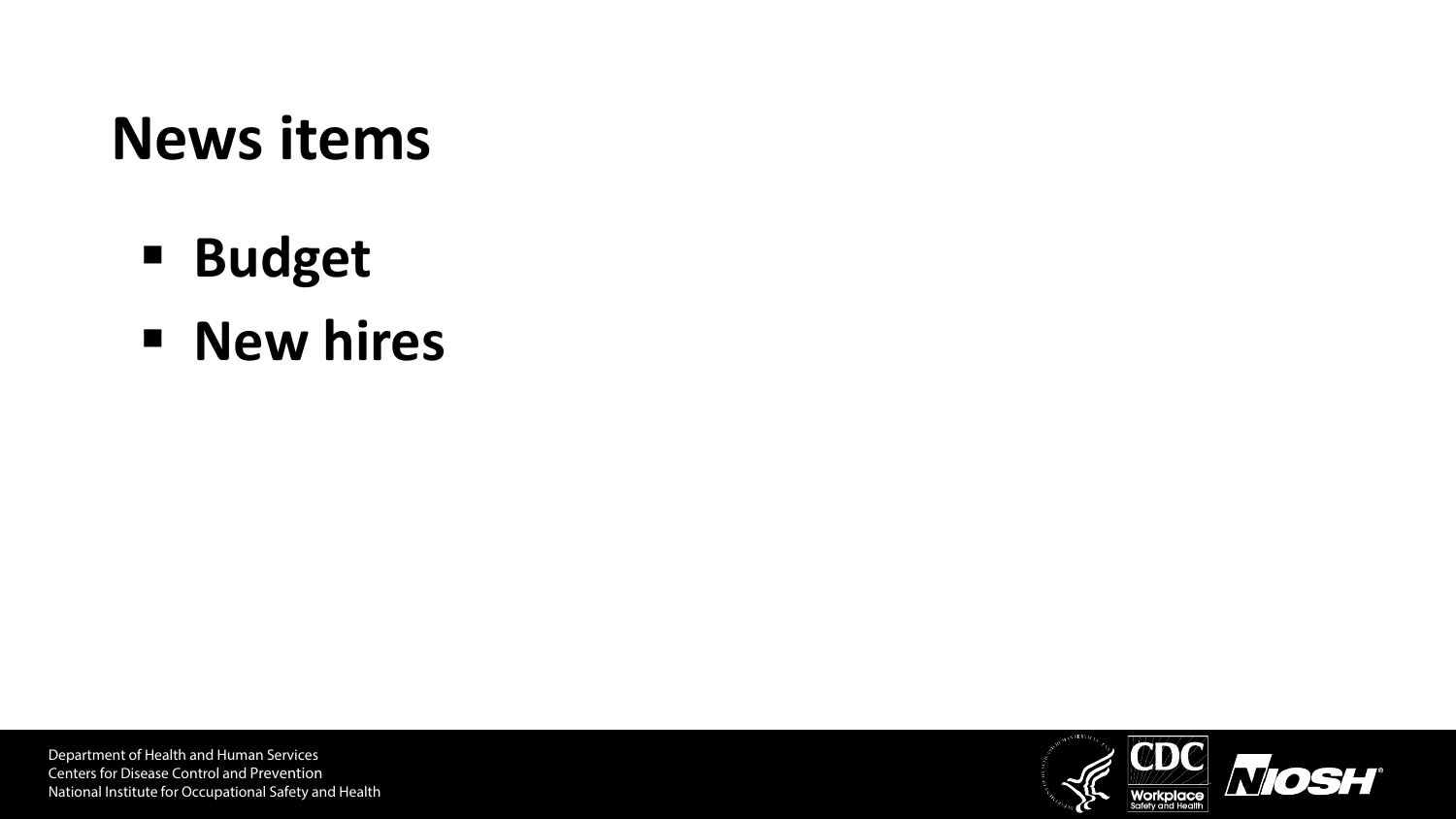# News items

- **Budget**
- **New hires**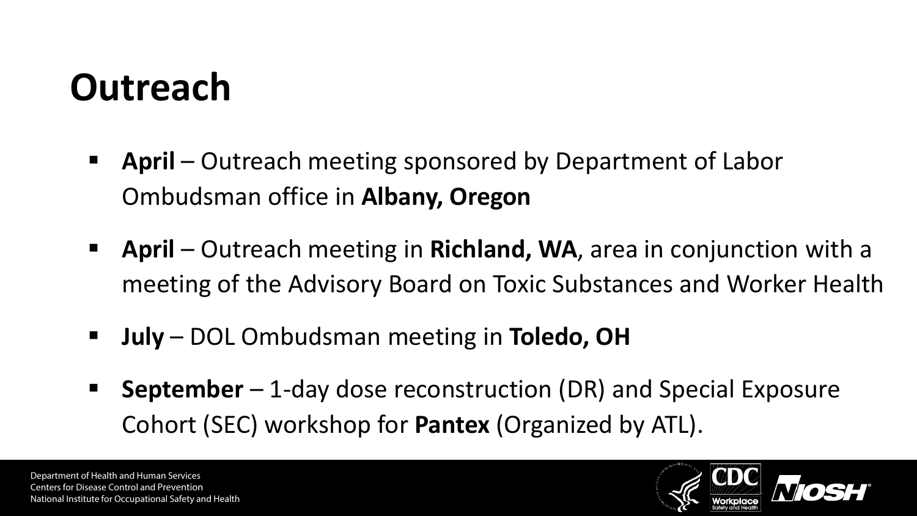# Outreach

- **April** – Outreach meeting sponsored by Department of Labor Ombudsman office in **Albany, Oregon**
- **April** – Outreach meeting in **Richland, WA**, area in conjunction with a meeting of the Advisory Board on Toxic Substances and Worker Health
- **July** – DOL Ombudsman meeting in **Toledo, OH**
- **September** – 1-day dose reconstruction (DR) and Special Exposure Cohort (SEC) workshop for **Pantex** (Organized by ATL).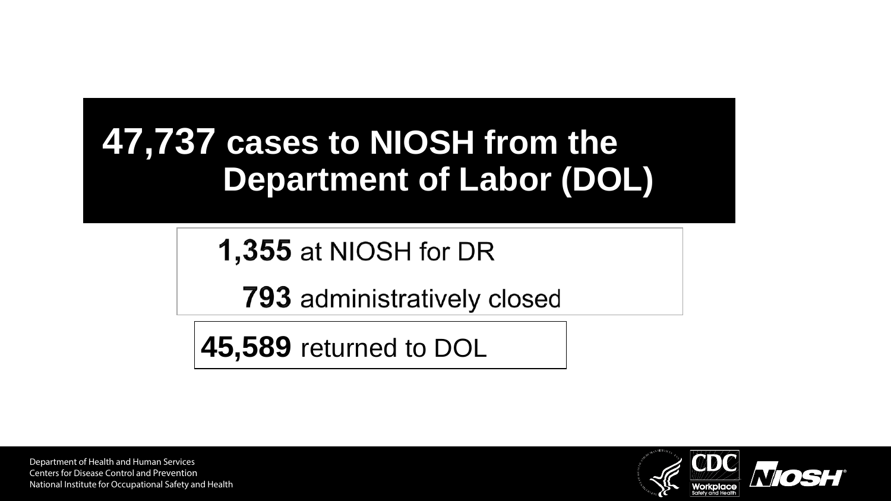# 47,737 cases to NIOSH from the Department of Labor (DOL)

**1,355** at NIOSH for DR

**793** administratively closed

**45,589** returned to DOL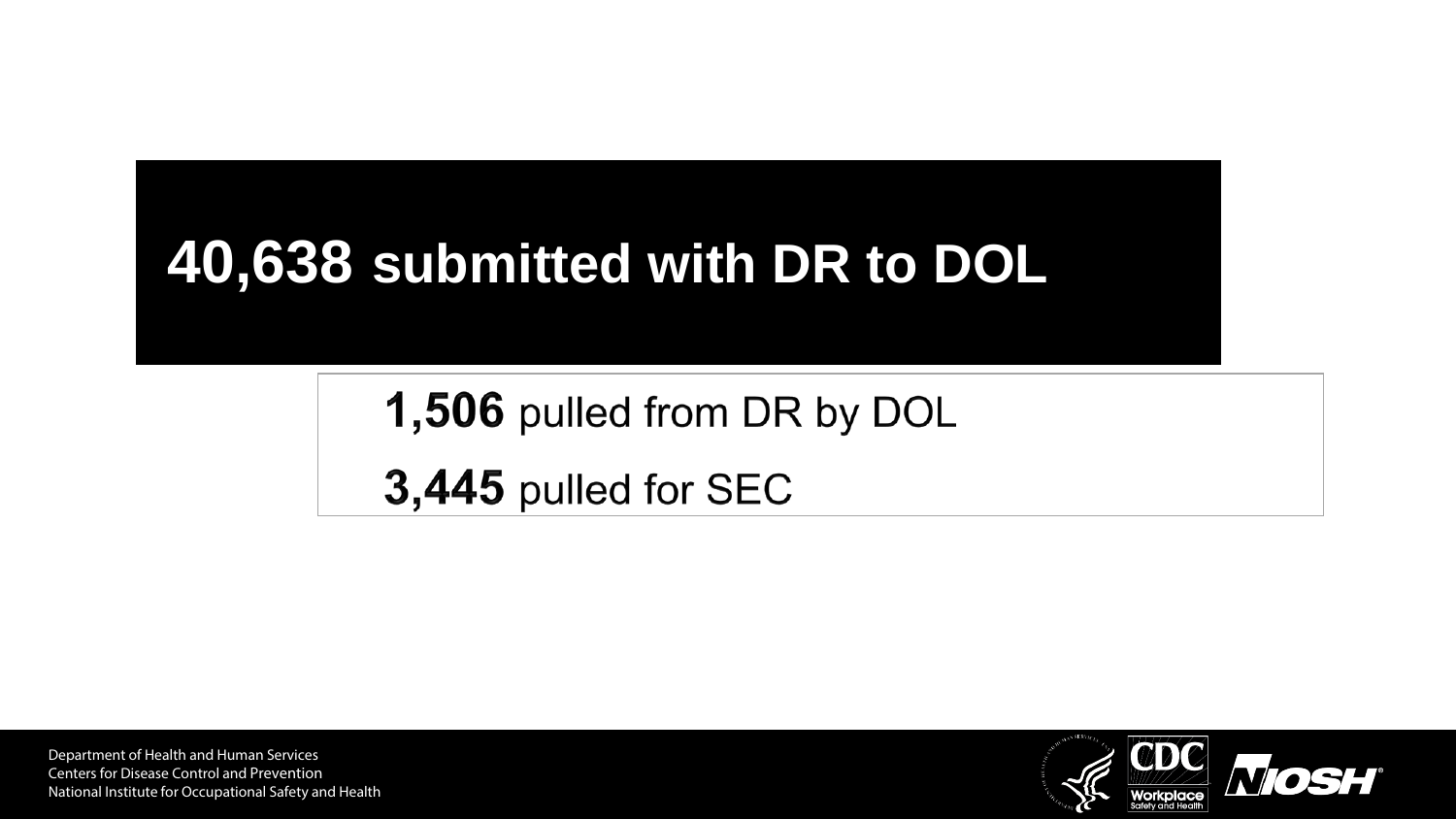# 40,638 submitted with DR to DOL

**1,506** pulled from DR by DOL

**3,445** pulled for SEC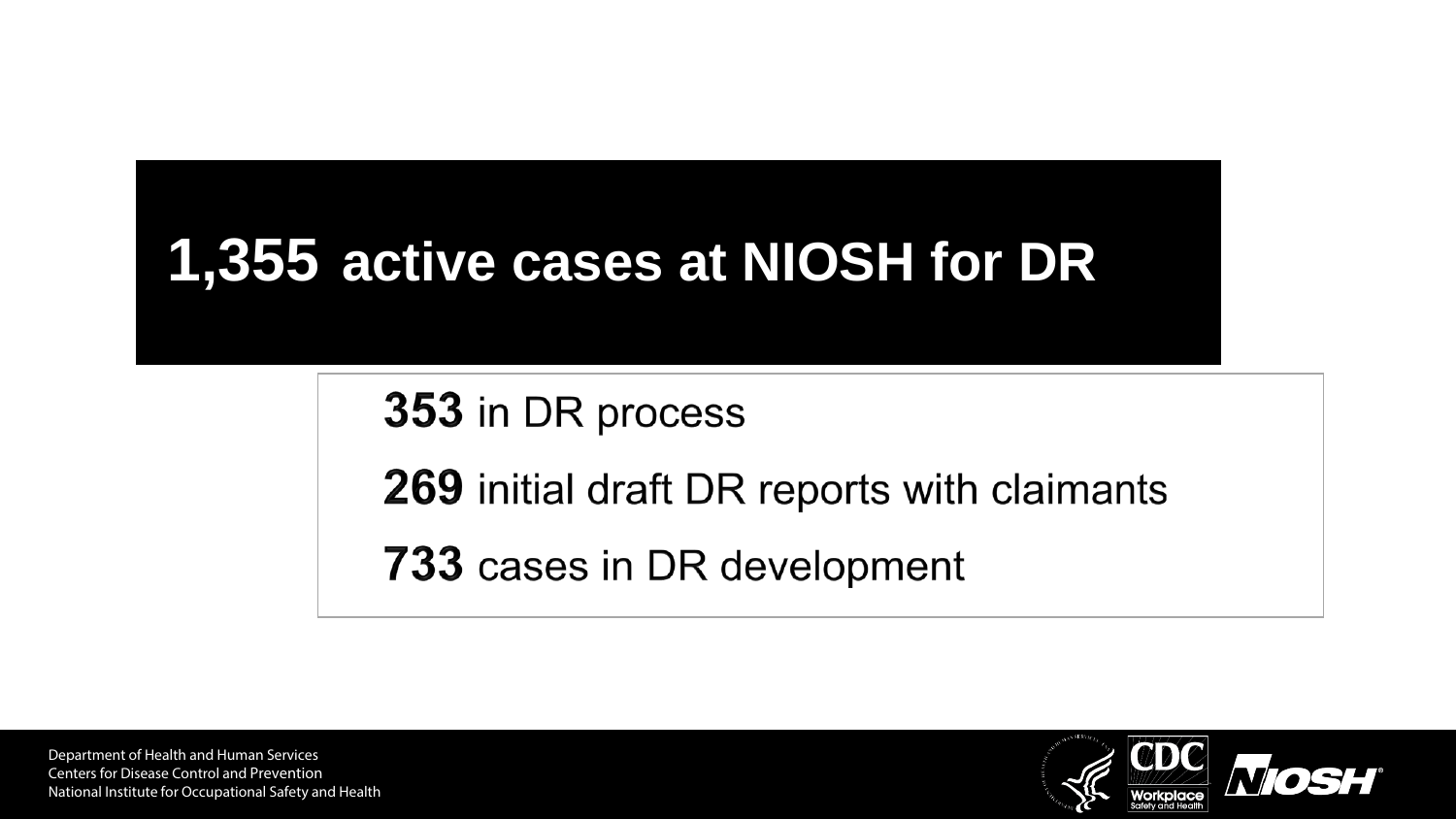# 1,355 active cases at NIOSH for DR

**353** in DR process

**269** initial draft DR reports with claimants

**733** cases in DR development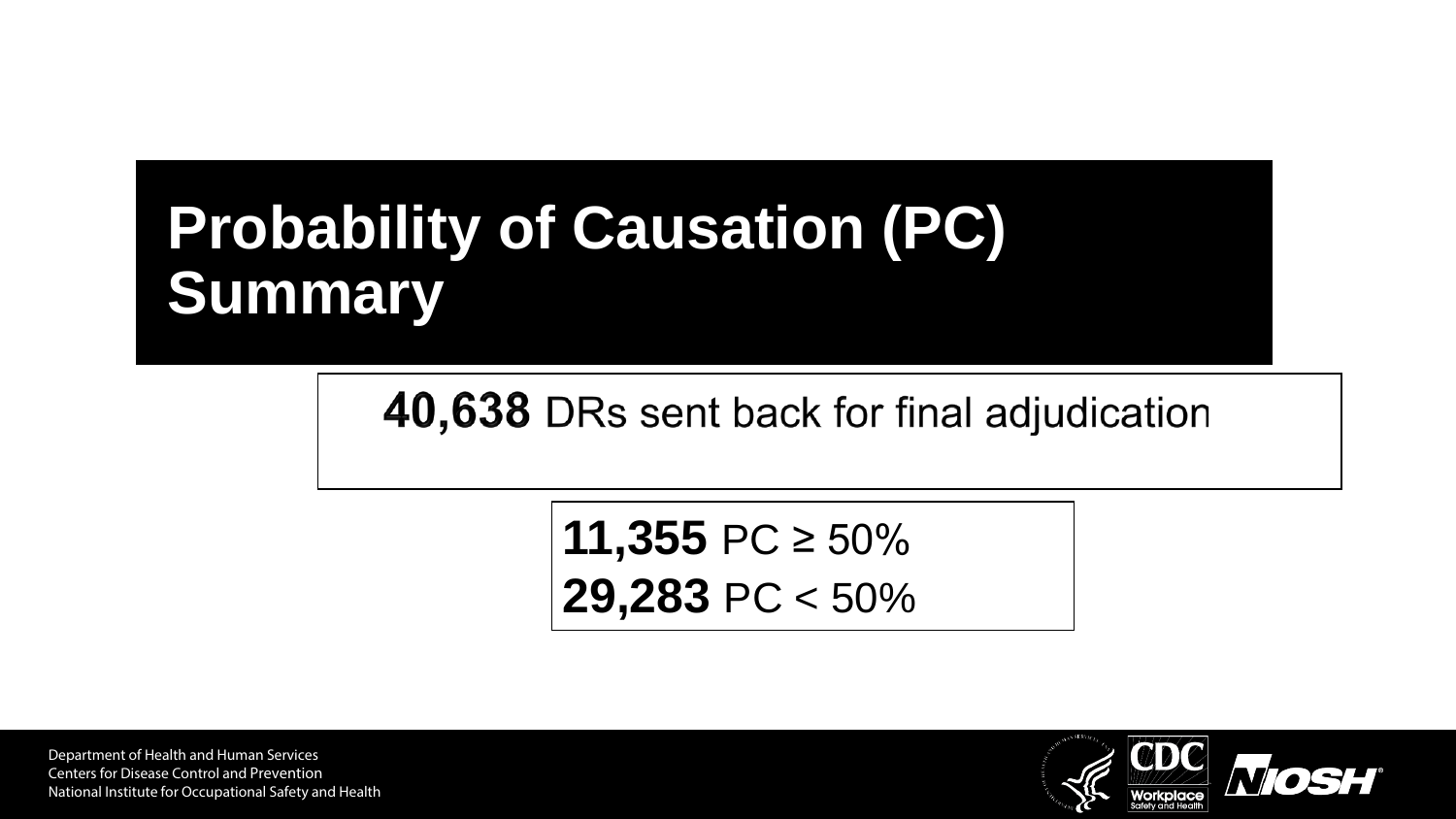# Probability of Causation (PC) Summary

**40,638** DRs sent back for final adjudication

**11,355** PC ≥ 50%
**29,283** PC < 50%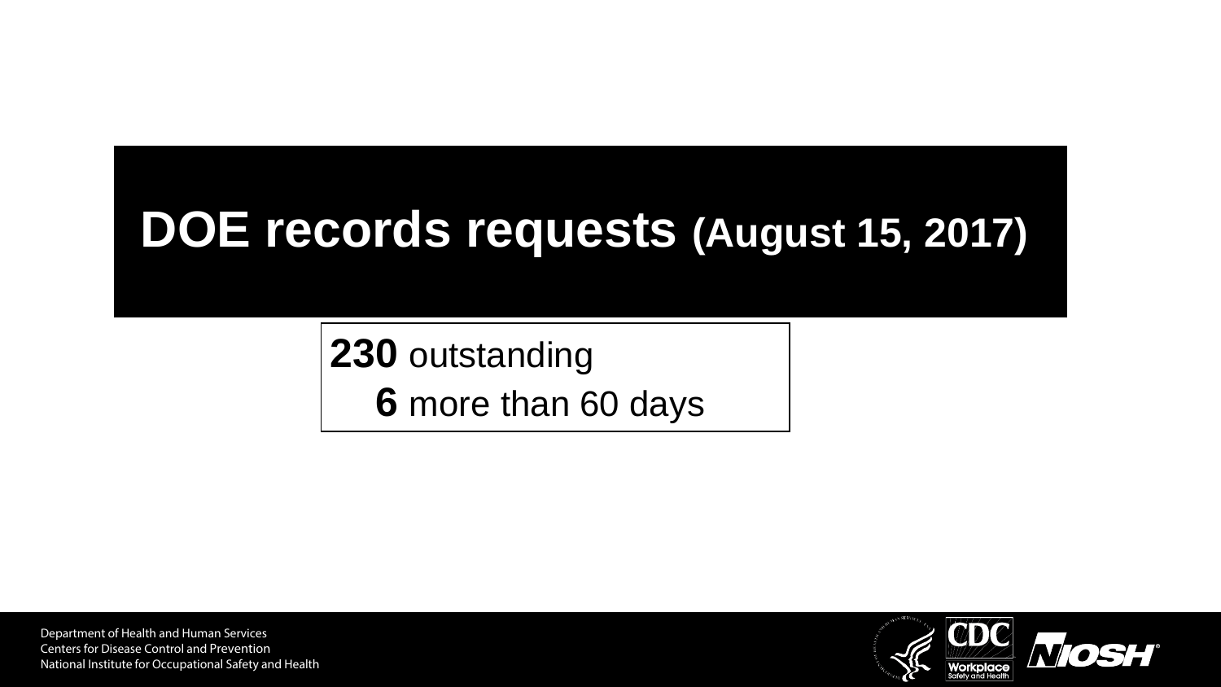# DOE records requests (August 15, 2017)

**230** outstanding

**6** more than 60 days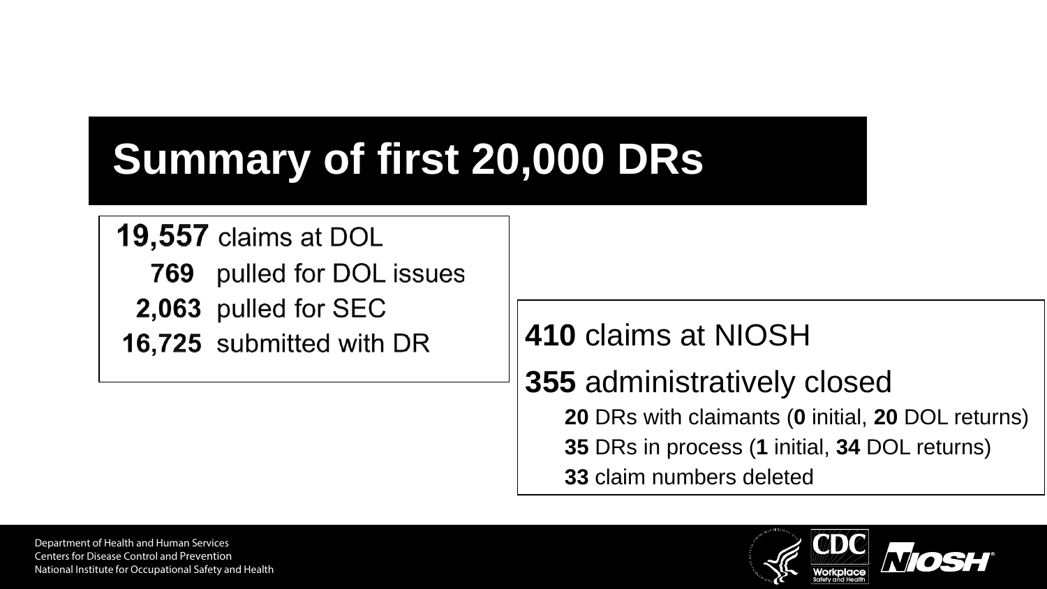# Summary of first 20,000 DRs

**19,557** claims at DOL

- **769** pulled for DOL issues
- **2,063** pulled for SEC
- **16,725** submitted with DR

**410** claims at NIOSH

**355** administratively closed

- **20** DRs with claimants (**0** initial, **20** DOL returns)
- **35** DRs in process (**1** initial, **34** DOL returns)
- **33** claim numbers deleted